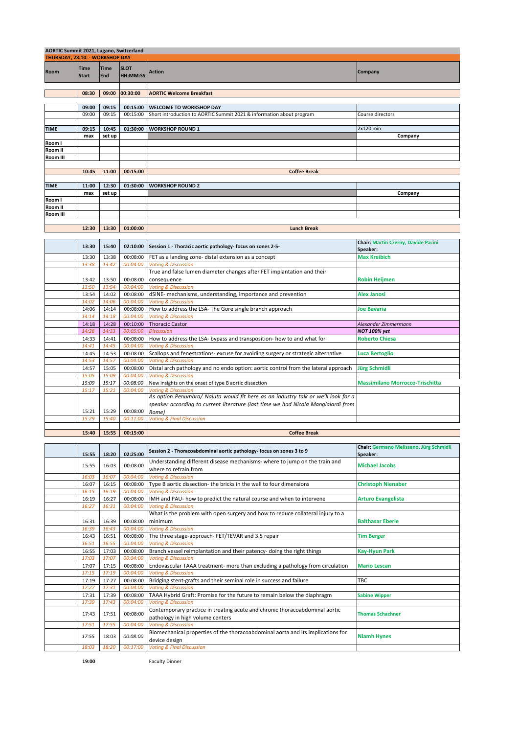**AORTIC Summit 2021, Lugano, Switzerland**

**THURSDAY, 28.10. - WORKSHOP DAY**

| Room | Time Start | Time End | SLOT HH:MM:SS | Action | Company |
|---|---|---|---|---|---|
| | 08:30 | 09:00 | 00:30:00 | **AORTIC Welcome Breakfast** | |
| | 09:00 | 09:15 | 00:15:00 | **WELCOME TO WORKSHOP DAY** | |
| | 09:00 | 09:15 | 00:15:00 | Short introduction to AORTIC Summit 2021 & information about program | Course directors |
| **TIME** | 09:15 | 10:45 | 01:30:00 | **WORKSHOP ROUND 1** | 2x120 min |
| | max | set up | | | **Company** |
| **Room I** | | | | | |
| **Room II** | | | | | |
| **Room III** | | | | | |
| | 10:45 | 11:00 | 00:15:00 | **Coffee Break** | |
| **TIME** | 11:00 | 12:30 | 01:30:00 | **WORKSHOP ROUND 2** | |
| | max | set up | | | **Company** |
| **Room I** | | | | | |
| **Room II** | | | | | |
| **Room III** | | | | | |
| | 12:30 | 13:30 | 01:00:00 | **Lunch Break** | |

| | Start | End | Slot | Action | Speaker |
|---|---|---|---|---|---|
| | 13:30 | 15:40 | 02:10:00 | **Session 1 - Thoracic aortic pathology- focus on zones 2-5-** | **Chair: Martin Czerny, Davide Pacini Speaker:** |
| | 13:30 | 13:38 | 00:08:00 | FET as a landing zone- distal extension as a concept | **Max Kreibich** |
| | *13:38* | *13:42* | *00:04:00* | *Voting & Discussion* | |
| | 13:42 | 13:50 | 00:08:00 | True and false lumen diameter changes after FET implantation and their consequence | **Robin Heijmen** |
| | *13:50* | *13:54* | *00:04:00* | *Voting & Discussion* | |
| | 13:54 | 14:02 | 00:08:00 | dSINE- mechanisms, understanding, importance and prevention | **Alex Janosi** |
| | *14:02* | *14:06* | *00:04:00* | *Voting & Discussion* | |
| | 14:06 | 14:14 | 00:08:00 | How to address the LSA- The Gore single branch approach | **Joe Bavaria** |
| | *14:14* | *14:18* | *00:04:00* | *Voting & Discussion* | |
| | 14:18 | 14:28 | 00:10:00 | Thoracic Castor | *Alexander Zimmermann* |
| | *14:28* | *14:33* | *00:05:00* | *Discussion* | ***NOT 100% yet*** |
| | 14:33 | 14:41 | 00:08:00 | How to address the LSA- bypass and transposition- how to and what for | **Roberto Chiesa** |
| | *14:41* | *14:45* | *00:04:00* | *Voting & Discussion* | |
| | 14:45 | 14:53 | 00:08:00 | Scallops and fenestrations- excuse for avoiding surgery or strategic alternative | **Luca Bertoglio** |
| | *14:53* | *14:57* | *00:04:00* | *Voting & Discussion* | |
| | 14:57 | 15:05 | 00:08:00 | Distal arch pathology and no endo option: aortic control from the lateral approach | **Jürg Schmidli** |
| | *15:05* | *15:09* | *00:04:00* | *Voting & Discussion* | |
| | *15:09* | *15:17* | *00:08:00* | New insights on the onset of type B aortic dissection | **Massimilano Morrocco-Trischitta** |
| | *15:17* | *15:21* | *00:04:00* | *Voting & Discussion* | |
| | 15:21 | 15:29 | 00:08:00 | *As option Penumbra/ Najuta would fit here as an industry talk or we'll look for a speaker according to current literature (last time we had Nicola Mangialardi from Rome)* | |
| | *15:29* | *15:40* | *00:11:00* | *Voting & Final Discussion* | |
| | 15:40 | 15:55 | 00:15:00 | **Coffee Break** | |

| | Start | End | Slot | Action | Speaker |
|---|---|---|---|---|---|
| | 15:55 | 18:20 | 02:25:00 | **Session 2 - Thoracoabdominal aortic pathology- focus on zones 3 to 9** | **Chair: Germano Melissano, Jürg Schmidli Speaker:** |
| | 15:55 | 16:03 | 00:08:00 | Understanding different disease mechanisms- where to jump on the train and where to refrain from | **Michael Jacobs** |
| | *16:03* | *16:07* | *00:04:00* | *Voting & Discussion* | |
| | 16:07 | 16:15 | 00:08:00 | Type B aortic dissection- the bricks in the wall to four dimensions | **Christoph Nienaber** |
| | *16:15* | *16:19* | *00:04:00* | *Voting & Discussion* | |
| | 16:19 | 16:27 | 00:08:00 | IMH and PAU- how to predict the natural course and when to intervene | **Arturo Evangelista** |
| | *16:27* | *16:31* | *00:04:00* | *Voting & Discussion* | |
| | 16:31 | 16:39 | 00:08:00 | What is the problem with open surgery and how to reduce collateral injury to a minimum | **Balthasar Eberle** |
| | *16:39* | *16:43* | *00:04:00* | *Voting & Discussion* | |
| | 16:43 | 16:51 | 00:08:00 | The three stage-approach- FET/TEVAR and 3.5 repair | **Tim Berger** |
| | *16:51* | *16:55* | *00:04:00* | *Voting & Discussion* | |
| | 16:55 | 17:03 | 00:08:00 | Branch vessel reimplantation and their patency- doing the right things | **Kay-Hyun Park** |
| | *17:03* | *17:07* | *00:04:00* | *Voting & Discussion* | |
| | 17:07 | 17:15 | 00:08:00 | Endovascular TAAA treatment- more than excluding a pathology from circulation | **Mario Lescan** |
| | *17:15* | *17:19* | *00:04:00* | *Voting & Discussion* | |
| | 17:19 | 17:27 | 00:08:00 | Bridging stent-grafts and their seminal role in success and failure | TBC |
| | *17:27* | *17:31* | *00:04:00* | *Voting & Discussion* | |
| | 17:31 | 17:39 | 00:08:00 | TAAA Hybrid Graft: Promise for the future to remain below the diaphragm | **Sabine Wipper** |
| | *17:39* | *17:43* | *00:04:00* | *Voting & Discussion* | |
| | 17:43 | 17:51 | 00:08:00 | Contemporary practice in treating acute and chronic thoracoabdominal aortic pathology in high volume centers | **Thomas Schachner** |
| | *17:51* | *17:55* | *00:04:00* | *Voting & Discussion* | |
| | *17:55* | 18:03 | *00:08:00* | Biomechanical properties of the thoracoabdominal aorta and its implications for device design | **Niamh Hynes** |
| | *18:03* | *18:20* | *00:17:00* | *Voting & Final Discussion* | |

**19:00** Faculty Dinner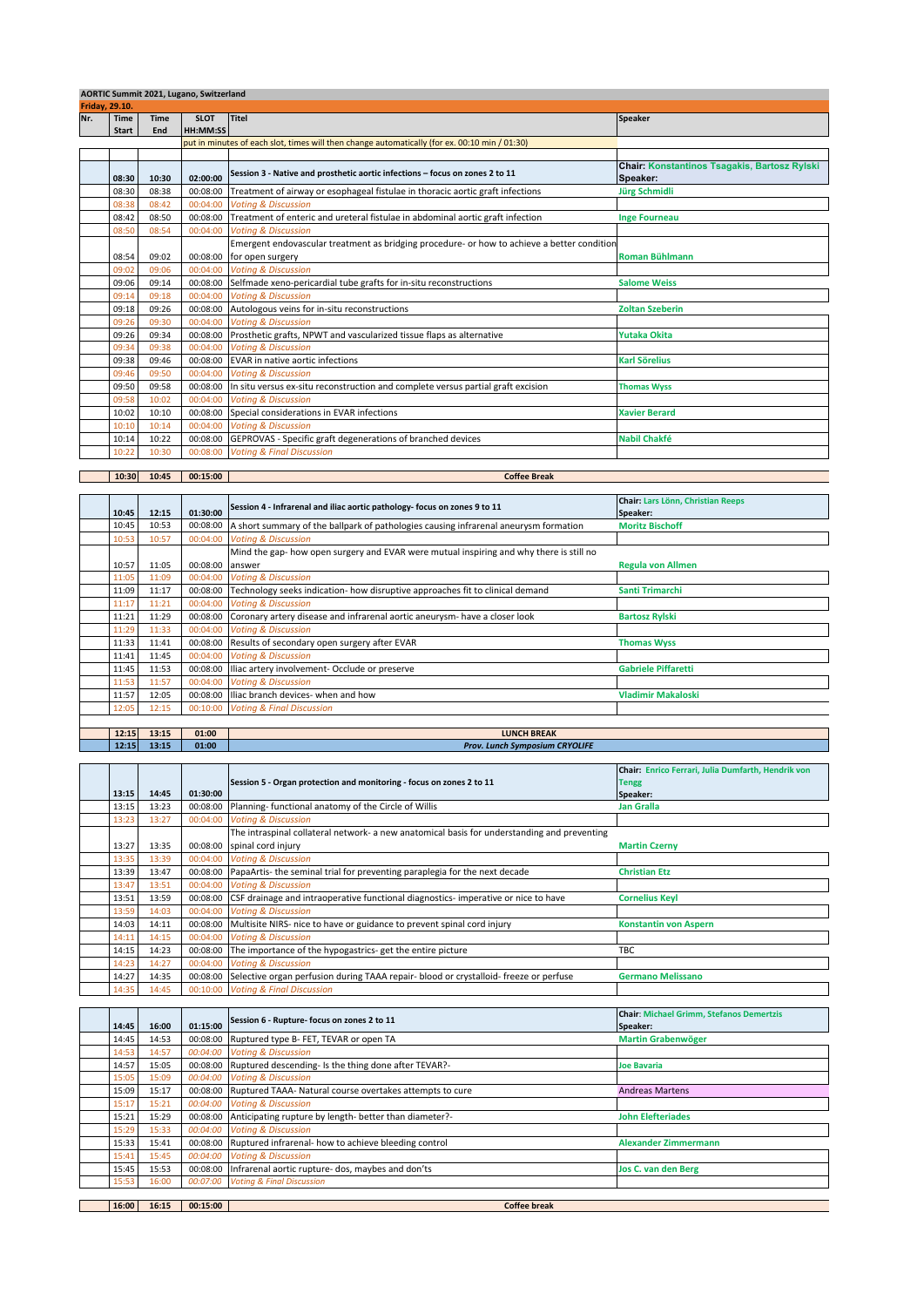**AORTIC Summit 2021, Lugano, Switzerland**

**Friday, 29.10.**

| Nr. | Time Start | Time End | SLOT HH:MM:SS | Titel | Speaker |
|---|---|---|---|---|---|
| | | | | put in minutes of each slot, times will then change automatically (for ex. 00:10 min / 01:30) | |
| | | | | | |
| | **08:30** | **10:30** | **02:00:00** | **Session 3 - Native and prosthetic aortic infections – focus on zones 2 to 11** | **Chair: Konstantinos Tsagakis, Bartosz Rylski Speaker:** |
| | 08:30 | 08:38 | 00:08:00 | Treatment of airway or esophageal fistulae in thoracic aortic graft infections | **Jürg Schmidli** |
| | 08:38 | 08:42 | 00:04:00 | *Voting & Discussion* | |
| | 08:42 | 08:50 | 00:08:00 | Treatment of enteric and ureteral fistulae in abdominal aortic graft infection | **Inge Fourneau** |
| | 08:50 | 08:54 | 00:04:00 | *Voting & Discussion* | |
| | 08:54 | 09:02 | 00:08:00 | Emergent endovascular treatment as bridging procedure- or how to achieve a better condition for open surgery | **Roman Bühlmann** |
| | 09:02 | 09:06 | 00:04:00 | *Voting & Discussion* | |
| | 09:06 | 09:14 | 00:08:00 | Selfmade xeno-pericardial tube grafts for in-situ reconstructions | **Salome Weiss** |
| | 09:14 | 09:18 | 00:04:00 | *Voting & Discussion* | |
| | 09:18 | 09:26 | 00:08:00 | Autologous veins for in-situ reconstructions | **Zoltan Szeberin** |
| | 09:26 | 09:30 | 00:04:00 | *Voting & Discussion* | |
| | 09:26 | 09:34 | 00:08:00 | Prosthetic grafts, NPWT and vascularized tissue flaps as alternative | **Yutaka Okita** |
| | 09:34 | 09:38 | 00:04:00 | *Voting & Discussion* | |
| | 09:38 | 09:46 | 00:08:00 | EVAR in native aortic infections | **Karl Sörelius** |
| | 09:46 | 09:50 | 00:04:00 | *Voting & Discussion* | |
| | 09:50 | 09:58 | 00:08:00 | In situ versus ex-situ reconstruction and complete versus partial graft excision | **Thomas Wyss** |
| | 09:58 | 10:02 | 00:04:00 | *Voting & Discussion* | |
| | 10:02 | 10:10 | 00:08:00 | Special considerations in EVAR infections | **Xavier Berard** |
| | 10:10 | 10:14 | 00:04:00 | *Voting & Discussion* | |
| | 10:14 | 10:22 | 00:08:00 | GEPROVAS - Specific graft degenerations of branched devices | **Nabil Chakfé** |
| | 10:22 | 10:30 | 00:08:00 | *Voting & Final Discussion* | |
| | | | | | |
| | **10:30** | **10:45** | **00:15:00** | **Coffee Break** | |
| | | | | | |
| | **10:45** | **12:15** | **01:30:00** | **Session 4 - Infrarenal and iliac aortic pathology- focus on zones 9 to 11** | **Chair: Lars Lönn, Christian Reeps Speaker:** |
| | 10:45 | 10:53 | 00:08:00 | A short summary of the ballpark of pathologies causing infrarenal aneurysm formation | **Moritz Bischoff** |
| | 10:53 | 10:57 | 00:04:00 | *Voting & Discussion* | |
| | 10:57 | 11:05 | 00:08:00 | Mind the gap- how open surgery and EVAR were mutual inspiring and why there is still no answer | **Regula von Allmen** |
| | 11:05 | 11:09 | 00:04:00 | *Voting & Discussion* | |
| | 11:09 | 11:17 | 00:08:00 | Technology seeks indication- how disruptive approaches fit to clinical demand | **Santi Trimarchi** |
| | 11:17 | 11:21 | 00:04:00 | *Voting & Discussion* | |
| | 11:21 | 11:29 | 00:08:00 | Coronary artery disease and infrarenal aortic aneurysm- have a closer look | **Bartosz Rylski** |
| | 11:29 | 11:33 | 00:04:00 | *Voting & Discussion* | |
| | 11:33 | 11:41 | 00:08:00 | Results of secondary open surgery after EVAR | **Thomas Wyss** |
| | 11:41 | 11:45 | 00:04:00 | *Voting & Discussion* | |
| | 11:45 | 11:53 | 00:08:00 | Iliac artery involvement- Occlude or preserve | **Gabriele Piffaretti** |
| | 11:53 | 11:57 | 00:04:00 | *Voting & Discussion* | |
| | 11:57 | 12:05 | 00:08:00 | Iliac branch devices- when and how | **Vladimir Makaloski** |
| | 12:05 | 12:15 | 00:10:00 | *Voting & Final Discussion* | |
| | | | | | |
| | **12:15** | **13:15** | **01:00** | **LUNCH BREAK** | |
| | **12:15** | **13:15** | **01:00** | ***Prov. Lunch Symposium CRYOLIFE*** | |
| | | | | | |
| | **13:15** | **14:45** | **01:30:00** | **Session 5 - Organ protection and monitoring - focus on zones 2 to 11** | **Chair: Enrico Ferrari, Julia Dumfarth, Hendrik von Tengg Speaker:** |
| | 13:15 | 13:23 | 00:08:00 | Planning- functional anatomy of the Circle of Willis | **Jan Gralla** |
| | 13:23 | 13:27 | 00:04:00 | *Voting & Discussion* | |
| | 13:27 | 13:35 | 00:08:00 | The intraspinal collateral network- a new anatomical basis for understanding and preventing spinal cord injury | **Martin Czerny** |
| | 13:35 | 13:39 | 00:04:00 | *Voting & Discussion* | |
| | 13:39 | 13:47 | 00:08:00 | PapaArtis- the seminal trial for preventing paraplegia for the next decade | **Christian Etz** |
| | 13:47 | 13:51 | 00:04:00 | *Voting & Discussion* | |
| | 13:51 | 13:59 | 00:08:00 | CSF drainage and intraoperative functional diagnostics- imperative or nice to have | **Cornelius Keyl** |
| | 13:59 | 14:03 | 00:04:00 | *Voting & Discussion* | |
| | 14:03 | 14:11 | 00:08:00 | Multisite NIRS- nice to have or guidance to prevent spinal cord injury | **Konstantin von Aspern** |
| | 14:11 | 14:15 | 00:04:00 | *Voting & Discussion* | |
| | 14:15 | 14:23 | 00:08:00 | The importance of the hypogastrics- get the entire picture | TBC |
| | 14:23 | 14:27 | 00:04:00 | *Voting & Discussion* | |
| | 14:27 | 14:35 | 00:08:00 | Selective organ perfusion during TAAA repair- blood or crystalloid- freeze or perfuse | **Germano Melissano** |
| | 14:35 | 14:45 | 00:10:00 | *Voting & Final Discussion* | |
| | | | | | |
| | **14:45** | **16:00** | **01:15:00** | **Session 6 - Rupture- focus on zones 2 to 11** | **Chair: Michael Grimm, Stefanos Demertzis Speaker:** |
| | 14:45 | 14:53 | 00:08:00 | Ruptured type B- FET, TEVAR or open TA | **Martin Grabenwöger** |
| | 14:53 | 14:57 | 00:04:00 | *Voting & Discussion* | |
| | 14:57 | 15:05 | 00:08:00 | Ruptured descending- Is the thing done after TEVAR?- | **Joe Bavaria** |
| | 15:05 | 15:09 | 00:04:00 | *Voting & Discussion* | |
| | 15:09 | 15:17 | 00:08:00 | Ruptured TAAA- Natural course overtakes attempts to cure | Andreas Martens |
| | 15:17 | 15:21 | 00:04:00 | *Voting & Discussion* | |
| | 15:21 | 15:29 | 00:08:00 | Anticipating rupture by length- better than diameter?- | **John Elefteriades** |
| | 15:29 | 15:33 | 00:04:00 | *Voting & Discussion* | |
| | 15:33 | 15:41 | 00:08:00 | Ruptured infrarenal- how to achieve bleeding control | **Alexander Zimmermann** |
| | 15:41 | 15:45 | 00:04:00 | *Voting & Discussion* | |
| | 15:45 | 15:53 | 00:08:00 | Infrarenal aortic rupture- dos, maybes and don'ts | **Jos C. van den Berg** |
| | 15:53 | 16:00 | 00:07:00 | *Voting & Final Discussion* | |
| | | | | | |
| | **16:00** | **16:15** | **00:15:00** | **Coffee break** | |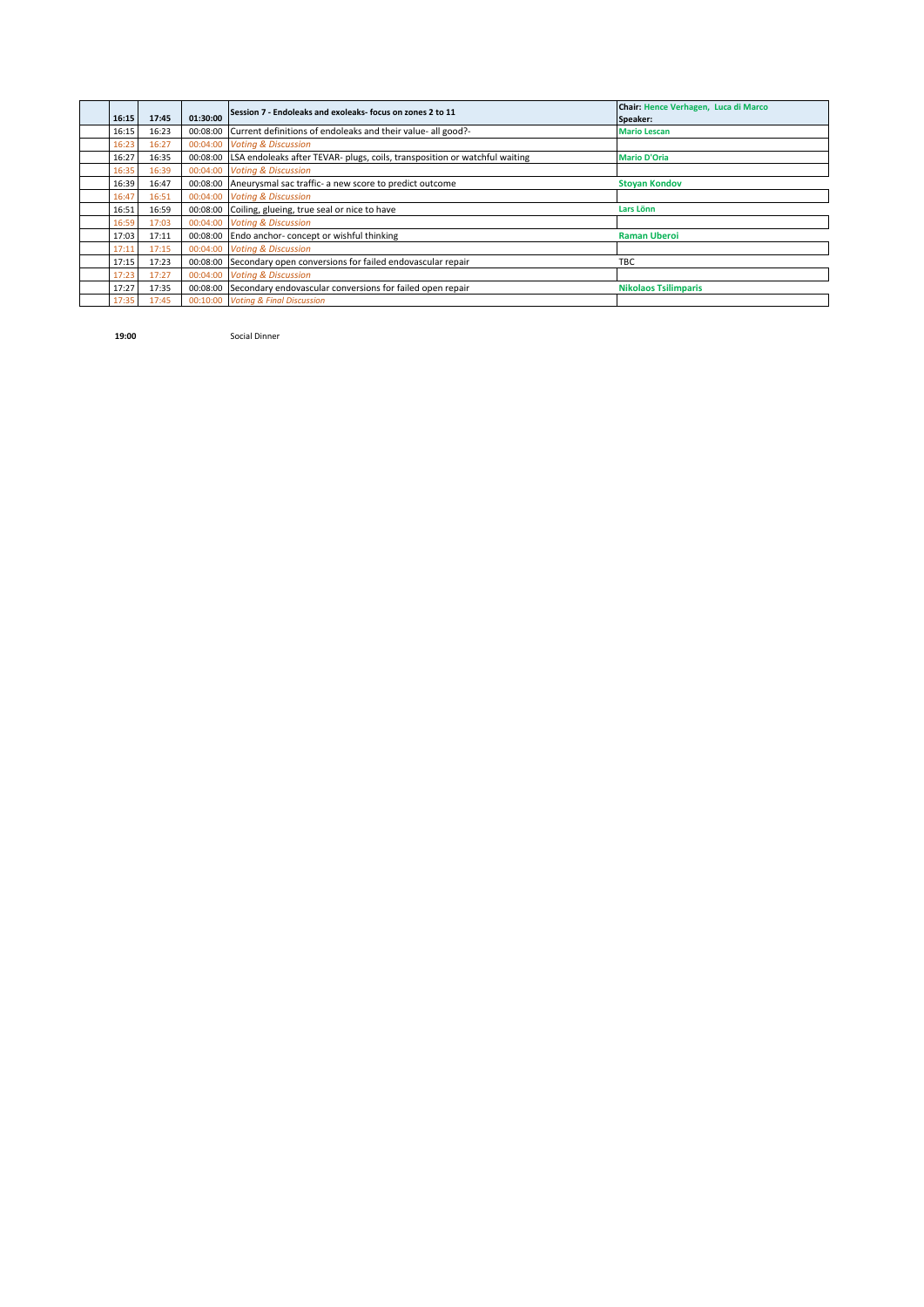| 16:15 | 17:45 | 01:30:00 | **Session 7 - Endoleaks and exoleaks- focus on zones 2 to 11** | **Chair: Hence Verhagen, Luca di Marco**<br>**Speaker:** |
|---|---|---|---|---|
| 16:15 | 16:23 | 00:08:00 | Current definitions of endoleaks and their value- all good?- | **Mario Lescan** |
| 16:23 | 16:27 | 00:04:00 | *Voting & Discussion* | |
| 16:27 | 16:35 | 00:08:00 | LSA endoleaks after TEVAR- plugs, coils, transposition or watchful waiting | **Mario D'Oria** |
| 16:35 | 16:39 | 00:04:00 | *Voting & Discussion* | |
| 16:39 | 16:47 | 00:08:00 | Aneurysmal sac traffic- a new score to predict outcome | **Stoyan Kondov** |
| 16:47 | 16:51 | 00:04:00 | *Voting & Discussion* | |
| 16:51 | 16:59 | 00:08:00 | Coiling, glueing, true seal or nice to have | **Lars Lönn** |
| 16:59 | 17:03 | 00:04:00 | *Voting & Discussion* | |
| 17:03 | 17:11 | 00:08:00 | Endo anchor- concept or wishful thinking | **Raman Uberoi** |
| 17:11 | 17:15 | 00:04:00 | *Voting & Discussion* | |
| 17:15 | 17:23 | 00:08:00 | Secondary open conversions for failed endovascular repair | TBC |
| 17:23 | 17:27 | 00:04:00 | *Voting & Discussion* | |
| 17:27 | 17:35 | 00:08:00 | Secondary endovascular conversions for failed open repair | **Nikolaos Tsilimparis** |
| 17:35 | 17:45 | 00:10:00 | *Voting & Final Discussion* | |

**19:00** Social Dinner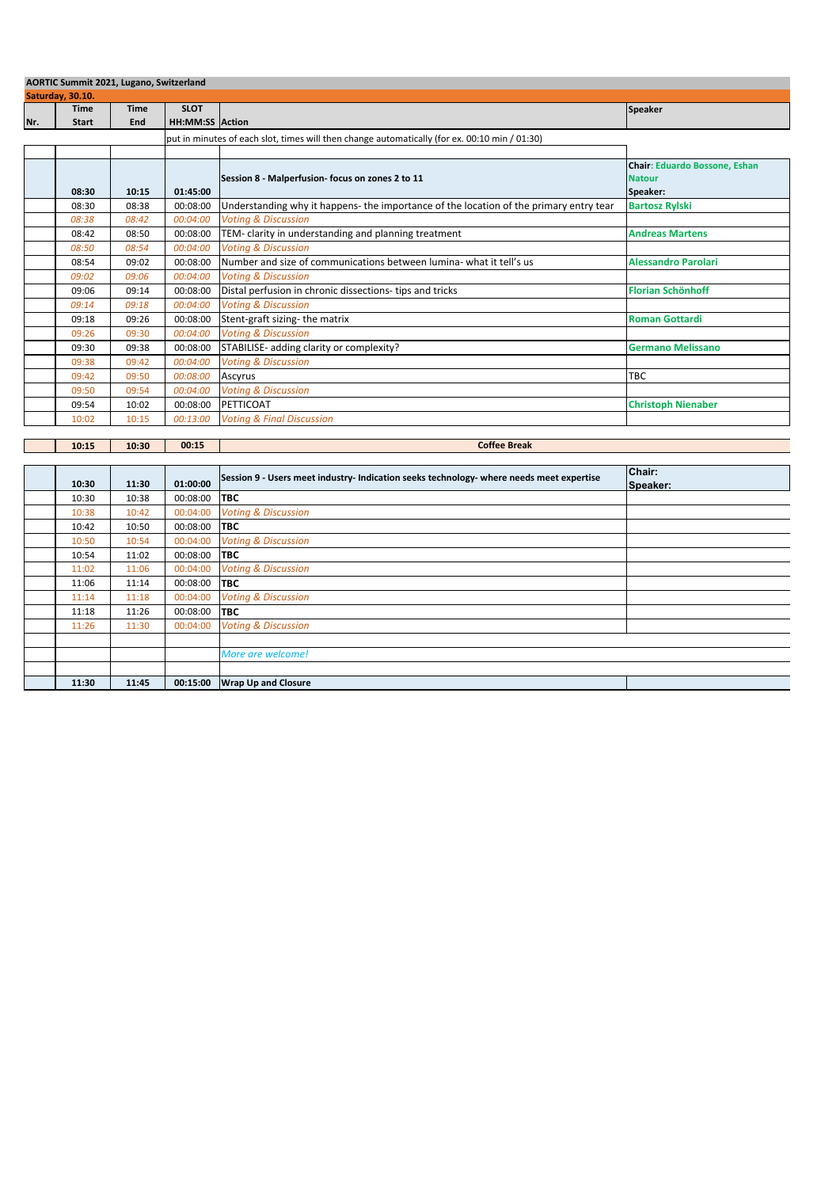**AORTIC Summit 2021, Lugano, Switzerland**

**Saturday, 30.10.**

| Nr. | Time Start | Time End | SLOT HH:MM:SS | Action | Speaker |
|---|---|---|---|---|---|
| | | | put in minutes of each slot, times will then change automatically (for ex. 00:10 min / 01:30) | | |
| | | | | | |
| | **08:30** | **10:15** | **01:45:00** | **Session 8 - Malperfusion- focus on zones 2 to 11** | **Chair**: **Eduardo Bossone, Eshan Natour** **Speaker:** |
| | 08:30 | 08:38 | 00:08:00 | Understanding why it happens- the importance of the location of the primary entry tear | **Bartosz Rylski** |
| | *08:38* | *08:42* | *00:04:00* | *Voting & Discussion* | |
| | 08:42 | 08:50 | 00:08:00 | TEM- clarity in understanding and planning treatment | **Andreas Martens** |
| | *08:50* | *08:54* | *00:04:00* | *Voting & Discussion* | |
| | 08:54 | 09:02 | 00:08:00 | Number and size of communications between lumina- what it tell's us | **Alessandro Parolari** |
| | *09:02* | *09:06* | *00:04:00* | *Voting & Discussion* | |
| | 09:06 | 09:14 | 00:08:00 | Distal perfusion in chronic dissections- tips and tricks | **Florian Schönhoff** |
| | *09:14* | *09:18* | *00:04:00* | *Voting & Discussion* | |
| | 09:18 | 09:26 | 00:08:00 | Stent-graft sizing- the matrix | **Roman Gottardi** |
| | *09:26* | *09:30* | *00:04:00* | *Voting & Discussion* | |
| | 09:30 | 09:38 | 00:08:00 | STABILISE- adding clarity or complexity? | **Germano Melissano** |
| | 09:38 | 09:42 | *00:04:00* | *Voting & Discussion* | |
| | 09:42 | 09:50 | *00:08:00* | Ascyrus | TBC |
| | 09:50 | 09:54 | *00:04:00* | *Voting & Discussion* | |
| | 09:54 | 10:02 | 00:08:00 | PETTICOAT | **Christoph Nienaber** |
| | 10:02 | 10:15 | *00:13:00* | *Voting & Final Discussion* | |
| | | | | | |
| | **10:15** | **10:30** | **00:15** | **Coffee Break** | |
| | | | | | |
| | **10:30** | **11:30** | **01:00:00** | **Session 9 - Users meet industry- Indication seeks technology- where needs meet expertise** | **Chair:** **Speaker:** |
| | 10:30 | 10:38 | 00:08:00 | **TBC** | |
| | 10:38 | 10:42 | 00:04:00 | *Voting & Discussion* | |
| | 10:42 | 10:50 | 00:08:00 | **TBC** | |
| | 10:50 | 10:54 | 00:04:00 | *Voting & Discussion* | |
| | 10:54 | 11:02 | 00:08:00 | **TBC** | |
| | 11:02 | 11:06 | 00:04:00 | *Voting & Discussion* | |
| | 11:06 | 11:14 | 00:08:00 | **TBC** | |
| | 11:14 | 11:18 | 00:04:00 | *Voting & Discussion* | |
| | 11:18 | 11:26 | 00:08:00 | **TBC** | |
| | 11:26 | 11:30 | 00:04:00 | *Voting & Discussion* | |
| | | | | | |
| | | | | *More are welcome!* | |
| | | | | | |
| | **11:30** | **11:45** | **00:15:00** | **Wrap Up and Closure** | |